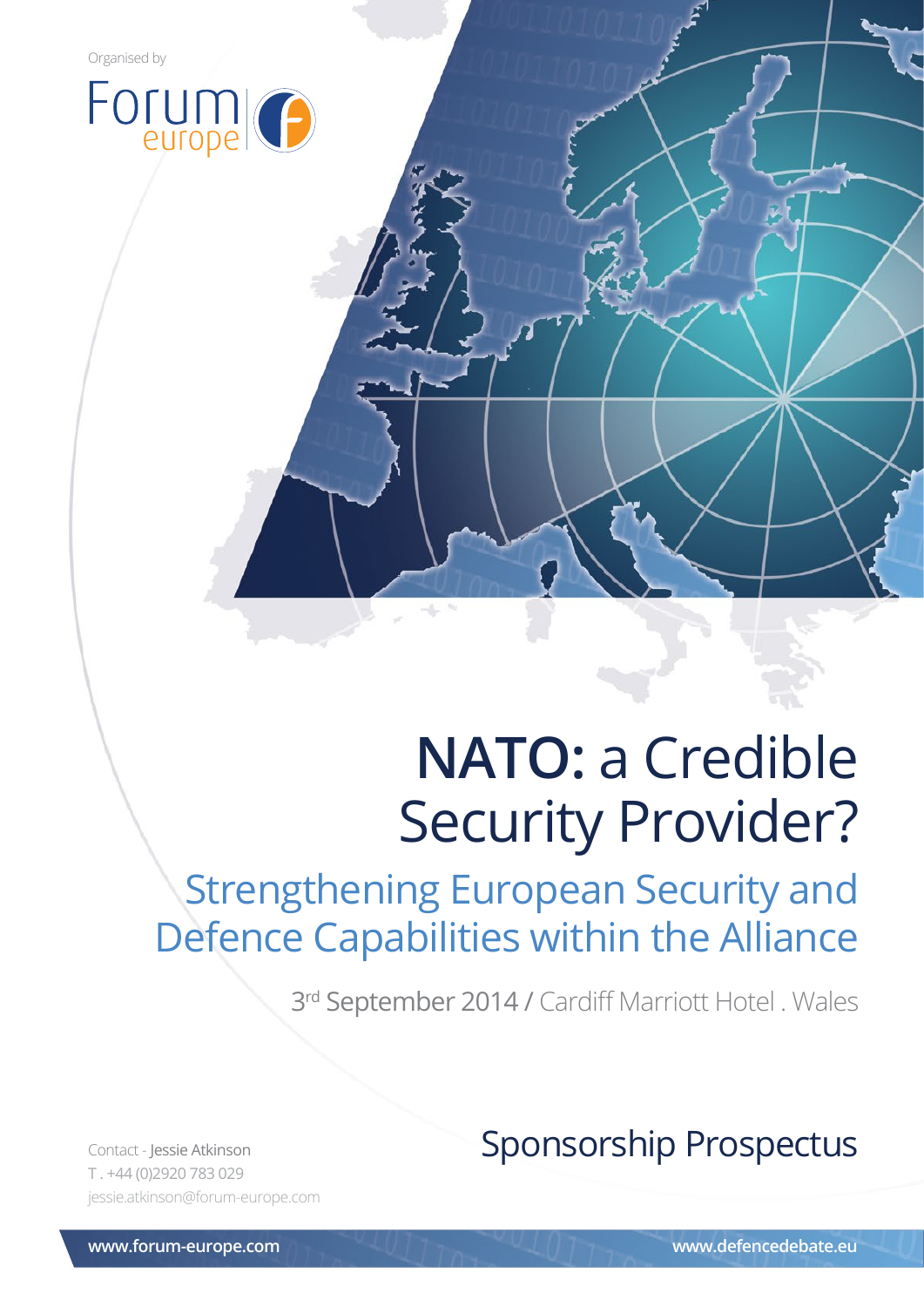Organised by

Forum europe

# NATO: a Credible Security Provider?

## Strengthening European Security and Defence Capabilities within the Alliance

3rd September 2014 / Cardiff Marriott Hotel . Wales

## Sponsorship Prospectus

Contact - Jessie Atkinson
T . +44 (0)2920 783 029
jessie.atkinson@forum-europe.com

**www.forum-europe.com** **www.defencedebate.eu**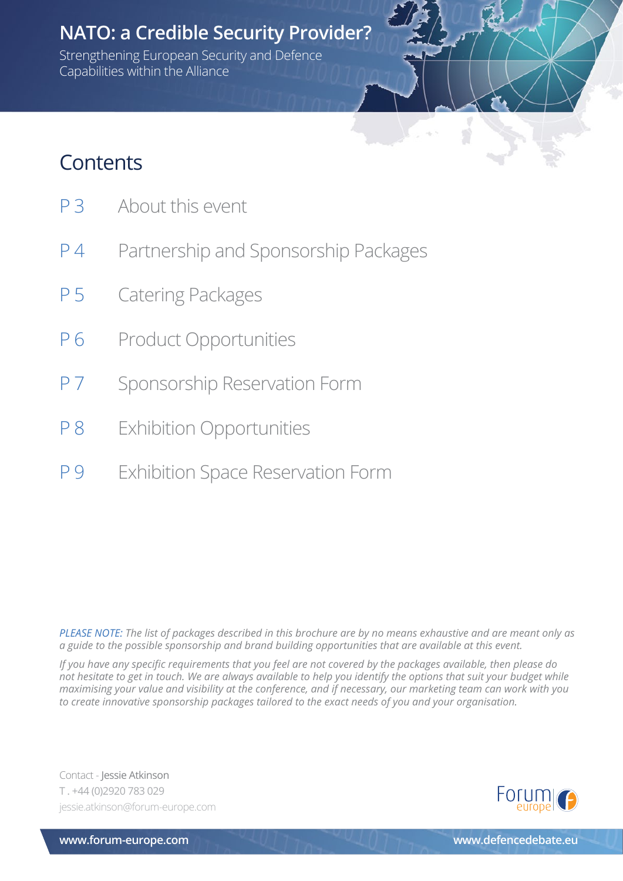# NATO: a Credible Security Provider?

Strengthening European Security and Defence Capabilities within the Alliance

## Contents

| | |
|---|---|
| P 3 | About this event |
| P 4 | Partnership and Sponsorship Packages |
| P 5 | Catering Packages |
| P 6 | Product Opportunities |
| P 7 | Sponsorship Reservation Form |
| P 8 | Exhibition Opportunities |
| P 9 | Exhibition Space Reservation Form |

*PLEASE NOTE: The list of packages described in this brochure are by no means exhaustive and are meant only as a guide to the possible sponsorship and brand building opportunities that are available at this event.*

*If you have any specific requirements that you feel are not covered by the packages available, then please do not hesitate to get in touch. We are always available to help you identify the options that suit your budget while maximising your value and visibility at the conference, and if necessary, our marketing team can work with you to create innovative sponsorship packages tailored to the exact needs of you and your organisation.*

Contact - Jessie Atkinson
T . +44 (0)2920 783 029
jessie.atkinson@forum-europe.com

www.forum-europe.com www.defencedebate.eu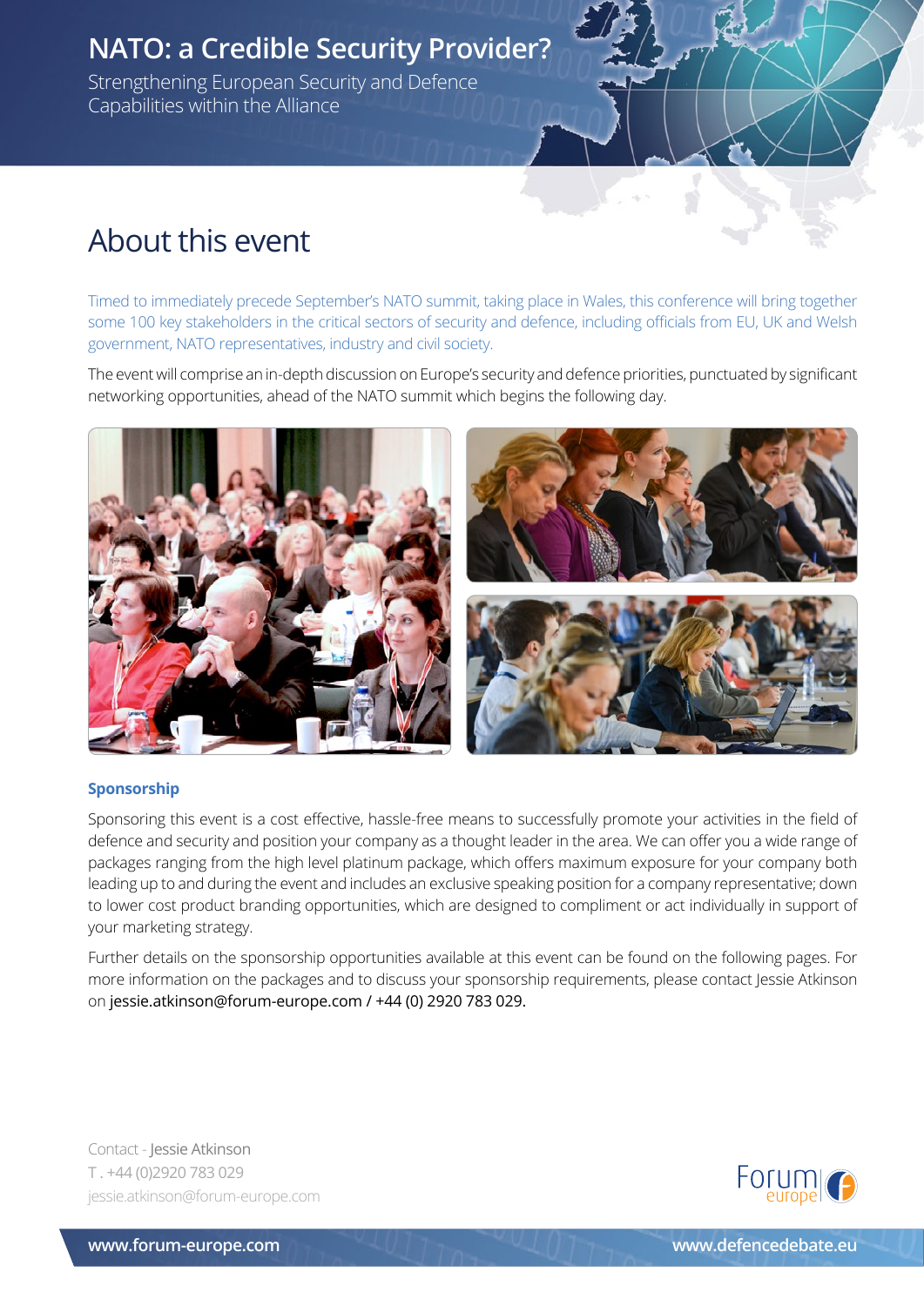# NATO: a Credible Security Provider?

Strengthening European Security and Defence Capabilities within the Alliance

## About this event

Timed to immediately precede September's NATO summit, taking place in Wales, this conference will bring together some 100 key stakeholders in the critical sectors of security and defence, including officials from EU, UK and Welsh government, NATO representatives, industry and civil society.

The event will comprise an in-depth discussion on Europe's security and defence priorities, punctuated by significant networking opportunities, ahead of the NATO summit which begins the following day.

### Sponsorship

Sponsoring this event is a cost effective, hassle-free means to successfully promote your activities in the field of defence and security and position your company as a thought leader in the area. We can offer you a wide range of packages ranging from the high level platinum package, which offers maximum exposure for your company both leading up to and during the event and includes an exclusive speaking position for a company representative; down to lower cost product branding opportunities, which are designed to compliment or act individually in support of your marketing strategy.

Further details on the sponsorship opportunities available at this event can be found on the following pages. For more information on the packages and to discuss your sponsorship requirements, please contact Jessie Atkinson on jessie.atkinson@forum-europe.com / +44 (0) 2920 783 029.

Contact - Jessie Atkinson
T . +44 (0)2920 783 029
jessie.atkinson@forum-europe.com

www.forum-europe.com

www.defencedebate.eu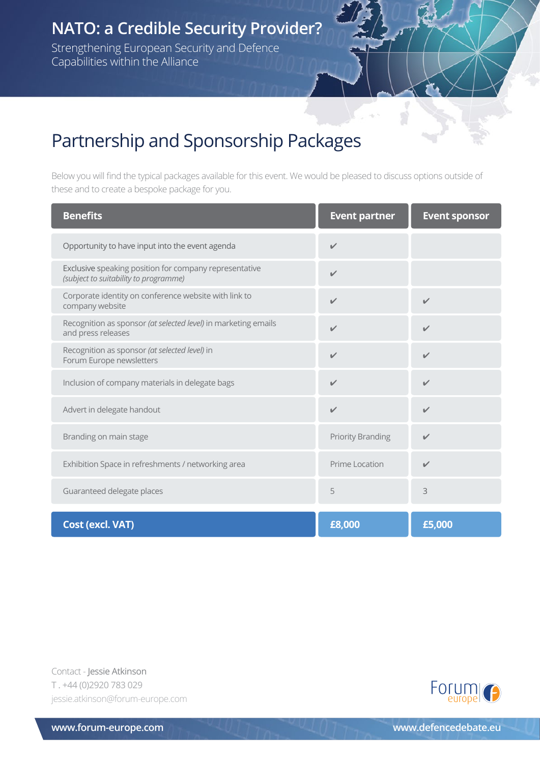# NATO: a Credible Security Provider?

Strengthening European Security and Defence Capabilities within the Alliance

## Partnership and Sponsorship Packages

Below you will find the typical packages available for this event. We would be pleased to discuss options outside of these and to create a bespoke package for you.

| Benefits | Event partner | Event sponsor |
|---|---|---|
| Opportunity to have input into the event agenda | ✔ | |
| Exclusive speaking position for company representative *(subject to suitability to programme)* | ✔ | |
| Corporate identity on conference website with link to company website | ✔ | ✔ |
| Recognition as sponsor *(at selected level)* in marketing emails and press releases | ✔ | ✔ |
| Recognition as sponsor *(at selected level)* in Forum Europe newsletters | ✔ | ✔ |
| Inclusion of company materials in delegate bags | ✔ | ✔ |
| Advert in delegate handout | ✔ | ✔ |
| Branding on main stage | Priority Branding | ✔ |
| Exhibition Space in refreshments / networking area | Prime Location | ✔ |
| Guaranteed delegate places | 5 | 3 |
| **Cost (excl. VAT)** | **£8,000** | **£5,000** |

Contact - Jessie Atkinson
T . +44 (0)2920 783 029
jessie.atkinson@forum-europe.com

www.forum-europe.com www.defencedebate.eu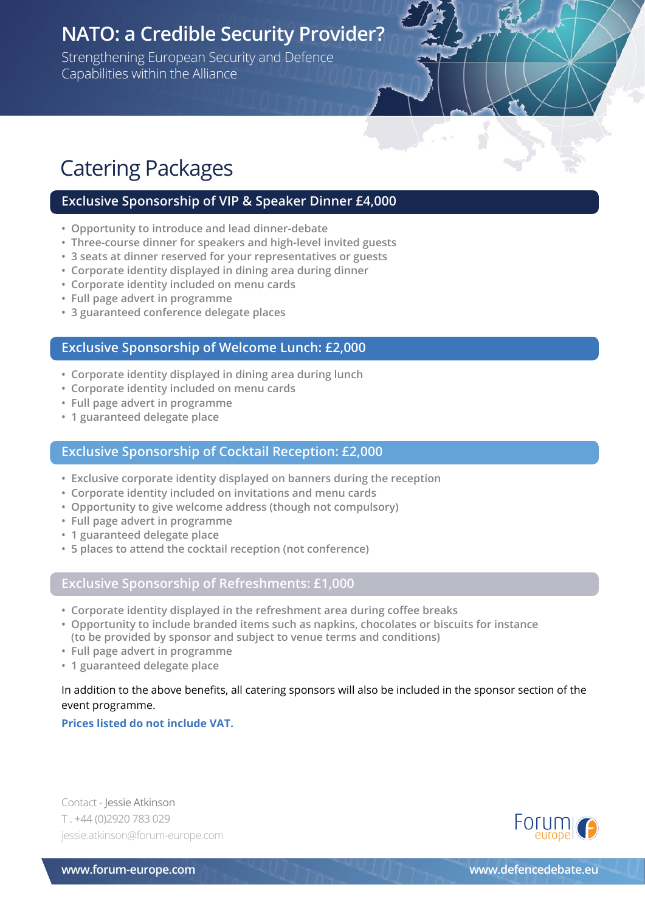# NATO: a Credible Security Provider?

Strengthening European Security and Defence Capabilities within the Alliance

## Catering Packages

### Exclusive Sponsorship of VIP & Speaker Dinner £4,000

- Opportunity to introduce and lead dinner-debate
- Three-course dinner for speakers and high-level invited guests
- 3 seats at dinner reserved for your representatives or guests
- Corporate identity displayed in dining area during dinner
- Corporate identity included on menu cards
- Full page advert in programme
- 3 guaranteed conference delegate places

### Exclusive Sponsorship of Welcome Lunch: £2,000

- Corporate identity displayed in dining area during lunch
- Corporate identity included on menu cards
- Full page advert in programme
- 1 guaranteed delegate place

### Exclusive Sponsorship of Cocktail Reception: £2,000

- Exclusive corporate identity displayed on banners during the reception
- Corporate identity included on invitations and menu cards
- Opportunity to give welcome address (though not compulsory)
- Full page advert in programme
- 1 guaranteed delegate place
- 5 places to attend the cocktail reception (not conference)

### Exclusive Sponsorship of Refreshments: £1,000

- Corporate identity displayed in the refreshment area during coffee breaks
- Opportunity to include branded items such as napkins, chocolates or biscuits for instance (to be provided by sponsor and subject to venue terms and conditions)
- Full page advert in programme
- 1 guaranteed delegate place

In addition to the above benefits, all catering sponsors will also be included in the sponsor section of the event programme.

**Prices listed do not include VAT.**

Contact - Jessie Atkinson
T . +44 (0)2920 783 029
jessie.atkinson@forum-europe.com

Forum europe

www.forum-europe.com www.defencedebate.eu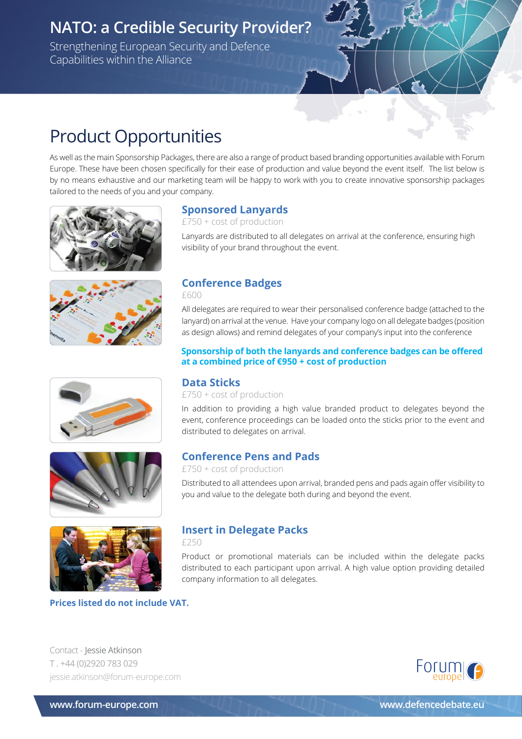# NATO: a Credible Security Provider?

Strengthening European Security and Defence Capabilities within the Alliance

## Product Opportunities

As well as the main Sponsorship Packages, there are also a range of product based branding opportunities available with Forum Europe. These have been chosen specifically for their ease of production and value beyond the event itself. The list below is by no means exhaustive and our marketing team will be happy to work with you to create innovative sponsorship packages tailored to the needs of you and your company.

### Sponsored Lanyards

£750 + cost of production

Lanyards are distributed to all delegates on arrival at the conference, ensuring high visibility of your brand throughout the event.

### Conference Badges

£600

All delegates are required to wear their personalised conference badge (attached to the lanyard) on arrival at the venue. Have your company logo on all delegate badges (position as design allows) and remind delegates of your company's input into the conference

**Sponsorship of both the lanyards and conference badges can be offered at a combined price of €950 + cost of production**

### Data Sticks

£750 + cost of production

In addition to providing a high value branded product to delegates beyond the event, conference proceedings can be loaded onto the sticks prior to the event and distributed to delegates on arrival.

### Conference Pens and Pads

£750 + cost of production

Distributed to all attendees upon arrival, branded pens and pads again offer visibility to you and value to the delegate both during and beyond the event.

### Insert in Delegate Packs

£250

Product or promotional materials can be included within the delegate packs distributed to each participant upon arrival. A high value option providing detailed company information to all delegates.

**Prices listed do not include VAT.**

Contact - Jessie Atkinson
T . +44 (0)2920 783 029
jessie.atkinson@forum-europe.com

www.forum-europe.com
www.defencedebate.eu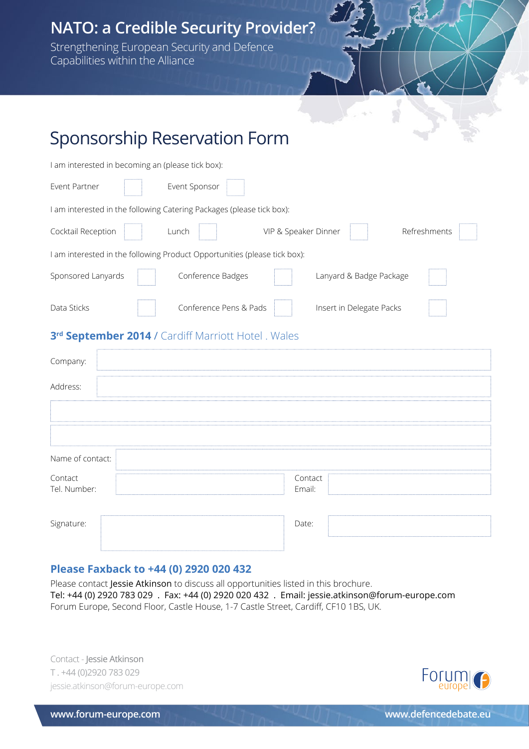# NATO: a Credible Security Provider?

Strengthening European Security and Defence Capabilities within the Alliance

## Sponsorship Reservation Form

I am interested in becoming an (please tick box):

| | | | |
|---|---|---|---|
| Event Partner | ☐ | Event Sponsor | ☐ |

I am interested in the following Catering Packages (please tick box):

| | | | | | | | |
|---|---|---|---|---|---|---|---|
| Cocktail Reception | ☐ | Lunch | ☐ | VIP & Speaker Dinner | ☐ | Refreshments | ☐ |

I am interested in the following Product Opportunities (please tick box):

| | | | | | |
|---|---|---|---|---|---|
| Sponsored Lanyards | ☐ | Conference Badges | ☐ | Lanyard & Badge Package | ☐ |
| Data Sticks | ☐ | Conference Pens & Pads | ☐ | Insert in Delegate Packs | ☐ |

### 3rd September 2014 / Cardiff Marriott Hotel . Wales

Company: \_\_\_\_\_\_\_\_\_\_\_\_\_\_\_\_\_\_\_\_

Address: \_\_\_\_\_\_\_\_\_\_\_\_\_\_\_\_\_\_\_\_

Name of contact: \_\_\_\_\_\_\_\_\_\_\_\_\_\_\_\_\_\_\_\_

Contact Tel. Number: \_\_\_\_\_\_\_\_\_\_ Contact Email: \_\_\_\_\_\_\_\_\_\_

Signature: \_\_\_\_\_\_\_\_\_\_ Date: \_\_\_\_\_\_\_\_\_\_

### Please Faxback to +44 (0) 2920 020 432

Please contact Jessie Atkinson to discuss all opportunities listed in this brochure.
Tel: +44 (0) 2920 783 029 . Fax: +44 (0) 2920 020 432 . Email: jessie.atkinson@forum-europe.com
Forum Europe, Second Floor, Castle House, 1-7 Castle Street, Cardiff, CF10 1BS, UK.

Contact - Jessie Atkinson
T . +44 (0)2920 783 029
jessie.atkinson@forum-europe.com

Forum europe

www.forum-europe.com www.defencedebate.eu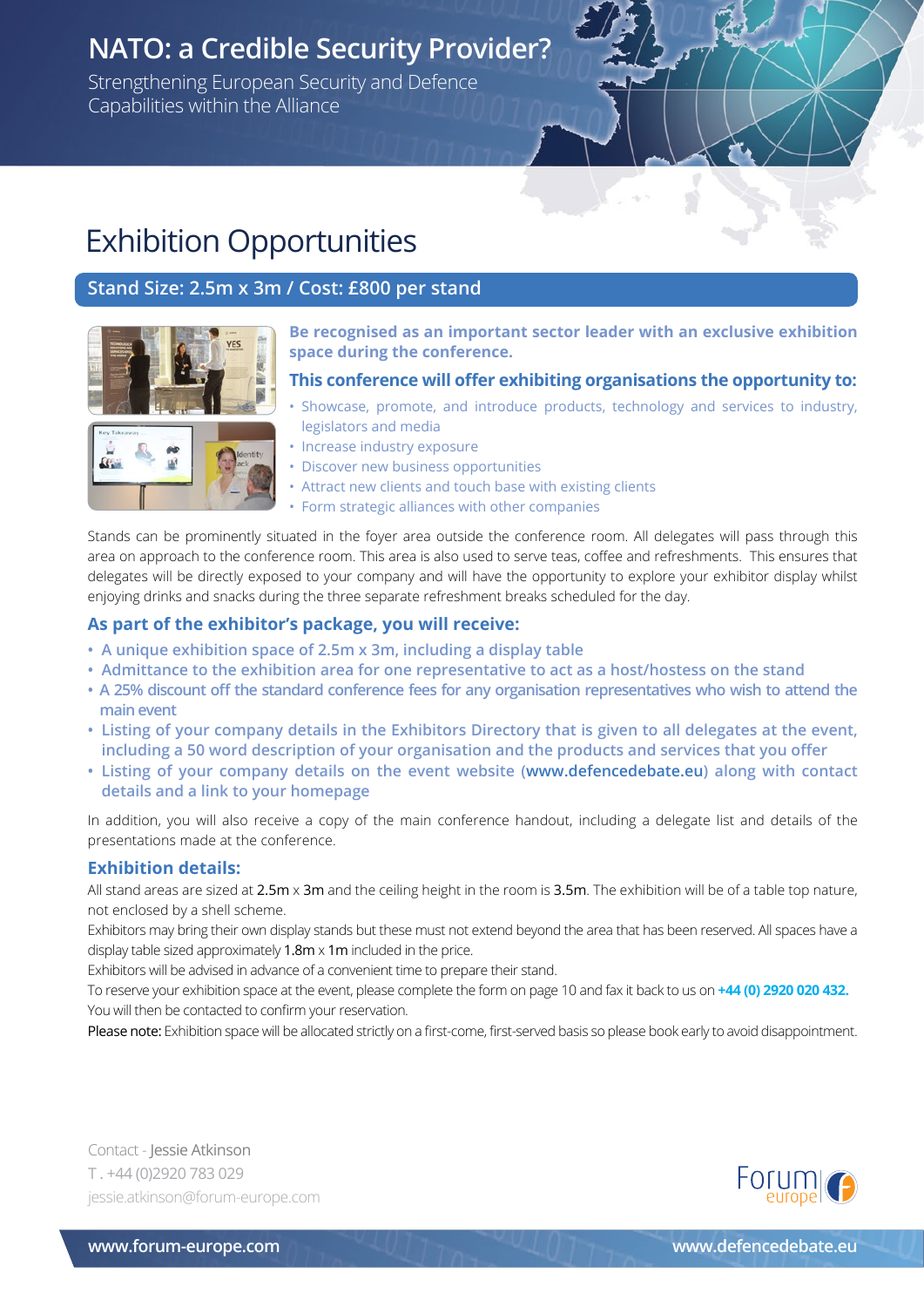# NATO: a Credible Security Provider?

Strengthening European Security and Defence Capabilities within the Alliance

## Exhibition Opportunities

### Stand Size: 2.5m x 3m / Cost: £800 per stand

**Be recognised as an important sector leader with an exclusive exhibition space during the conference.**

**This conference will offer exhibiting organisations the opportunity to:**

- Showcase, promote, and introduce products, technology and services to industry, legislators and media
- Increase industry exposure
- Discover new business opportunities
- Attract new clients and touch base with existing clients
- Form strategic alliances with other companies

Stands can be prominently situated in the foyer area outside the conference room. All delegates will pass through this area on approach to the conference room. This area is also used to serve teas, coffee and refreshments. This ensures that delegates will be directly exposed to your company and will have the opportunity to explore your exhibitor display whilst enjoying drinks and snacks during the three separate refreshment breaks scheduled for the day.

### As part of the exhibitor's package, you will receive:

- A unique exhibition space of 2.5m x 3m, including a display table
- Admittance to the exhibition area for one representative to act as a host/hostess on the stand
- A 25% discount off the standard conference fees for any organisation representatives who wish to attend the main event
- Listing of your company details in the Exhibitors Directory that is given to all delegates at the event, including a 50 word description of your organisation and the products and services that you offer
- Listing of your company details on the event website (www.defencedebate.eu) along with contact details and a link to your homepage

In addition, you will also receive a copy of the main conference handout, including a delegate list and details of the presentations made at the conference.

### Exhibition details:

All stand areas are sized at 2.5m x 3m and the ceiling height in the room is 3.5m. The exhibition will be of a table top nature, not enclosed by a shell scheme.

Exhibitors may bring their own display stands but these must not extend beyond the area that has been reserved. All spaces have a display table sized approximately 1.8m x 1m included in the price.

Exhibitors will be advised in advance of a convenient time to prepare their stand.

To reserve your exhibition space at the event, please complete the form on page 10 and fax it back to us on **+44 (0) 2920 020 432.** You will then be contacted to confirm your reservation.

Please note: Exhibition space will be allocated strictly on a first-come, first-served basis so please book early to avoid disappointment.

Contact - Jessie Atkinson
T . +44 (0)2920 783 029
jessie.atkinson@forum-europe.com

www.forum-europe.com

www.defencedebate.eu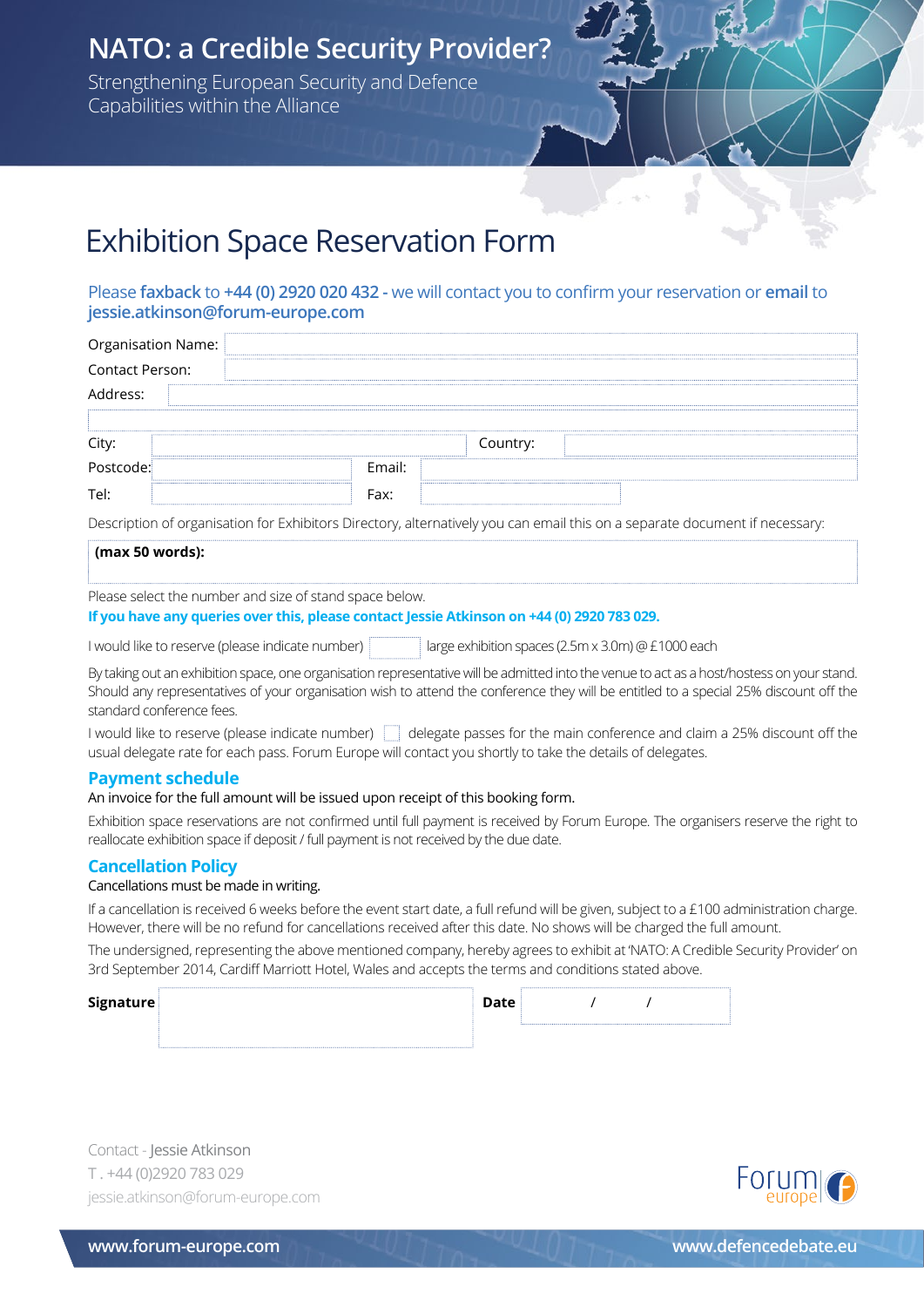# NATO: a Credible Security Provider?

Strengthening European Security and Defence Capabilities within the Alliance

## Exhibition Space Reservation Form

Please **faxback** to **+44 (0) 2920 020 432 -** we will contact you to confirm your reservation or **email** to **jessie.atkinson@forum-europe.com**

Organisation Name:

Contact Person:

Address:

City: Country:

Postcode: Email:

Tel: Fax:

Description of organisation for Exhibitors Directory, alternatively you can email this on a separate document if necessary:

**(max 50 words):**

Please select the number and size of stand space below.

**If you have any queries over this, please contact Jessie Atkinson on +44 (0) 2920 783 029.**

I would like to reserve (please indicate number) ______ large exhibition spaces (2.5m x 3.0m) @ £1000 each

By taking out an exhibition space, one organisation representative will be admitted into the venue to act as a host/hostess on your stand. Should any representatives of your organisation wish to attend the conference they will be entitled to a special 25% discount off the standard conference fees.

I would like to reserve (please indicate number) ☐ delegate passes for the main conference and claim a 25% discount off the usual delegate rate for each pass. Forum Europe will contact you shortly to take the details of delegates.

### Payment schedule

An invoice for the full amount will be issued upon receipt of this booking form.

Exhibition space reservations are not confirmed until full payment is received by Forum Europe. The organisers reserve the right to reallocate exhibition space if deposit / full payment is not received by the due date.

### Cancellation Policy

Cancellations must be made in writing.

If a cancellation is received 6 weeks before the event start date, a full refund will be given, subject to a £100 administration charge. However, there will be no refund for cancellations received after this date. No shows will be charged the full amount.

The undersigned, representing the above mentioned company, hereby agrees to exhibit at 'NATO: A Credible Security Provider' on 3rd September 2014, Cardiff Marriott Hotel, Wales and accepts the terms and conditions stated above.

**Signature** **Date** / /

Contact - Jessie Atkinson
T . +44 (0)2920 783 029
jessie.atkinson@forum-europe.com

Forum europe

www.forum-europe.com www.defencedebate.eu